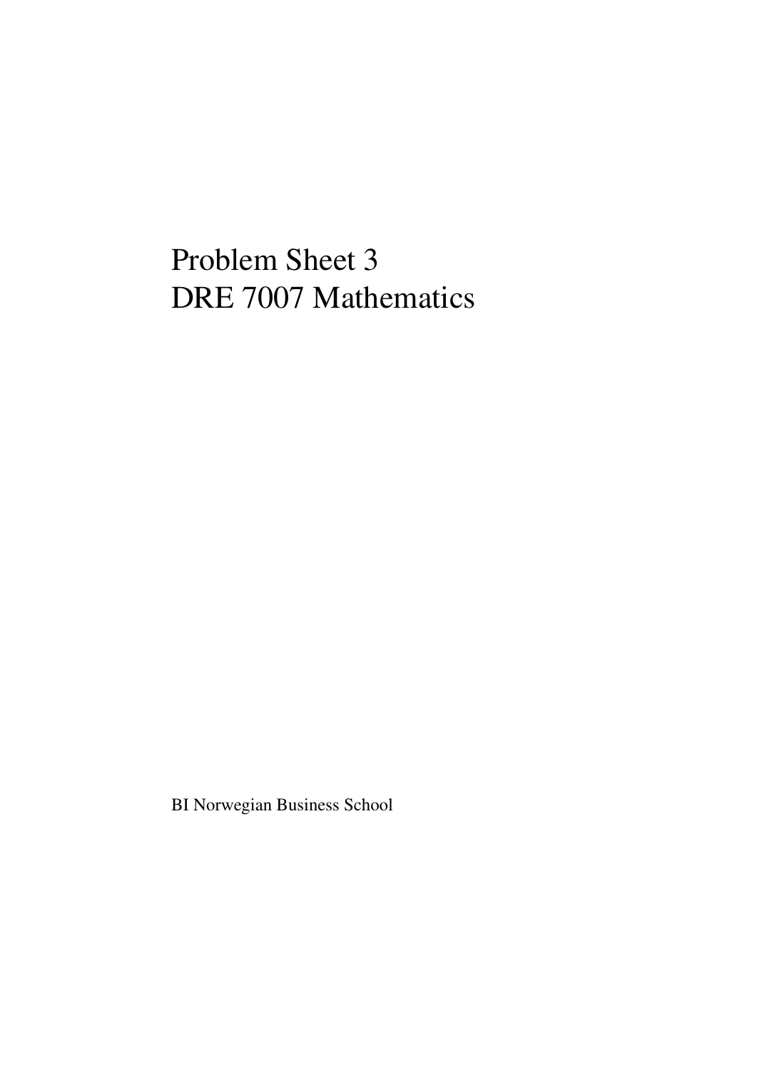# Problem Sheet 3
# DRE 7007 Mathematics

BI Norwegian Business School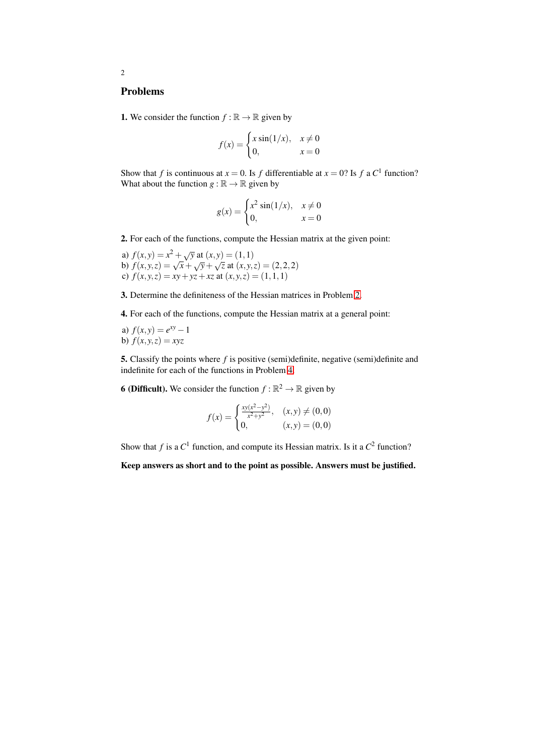## Problems

**1.** We consider the function $f : \mathbb{R} \to \mathbb{R}$ given by

$$f(x) = \begin{cases} x\sin(1/x), & x \neq 0 \\ 0, & x = 0 \end{cases}$$

Show that $f$ is continuous at $x = 0$. Is $f$ differentiable at $x = 0$? Is $f$ a $C^1$ function? What about the function $g : \mathbb{R} \to \mathbb{R}$ given by

$$g(x) = \begin{cases} x^2 \sin(1/x), & x \neq 0 \\ 0, & x = 0 \end{cases}$$

**2.** For each of the functions, compute the Hessian matrix at the given point:

a) $f(x,y) = x^2 + \sqrt{y}$ at $(x,y) = (1,1)$
b) $f(x,y,z) = \sqrt{x} + \sqrt{y} + \sqrt{z}$ at $(x,y,z) = (2,2,2)$
c) $f(x,y,z) = xy + yz + xz$ at $(x,y,z) = (1,1,1)$

**3.** Determine the definiteness of the Hessian matrices in Problem 2.

**4.** For each of the functions, compute the Hessian matrix at a general point:

a) $f(x,y) = e^{xy} - 1$
b) $f(x,y,z) = xyz$

**5.** Classify the points where $f$ is positive (semi)definite, negative (semi)definite and indefinite for each of the functions in Problem 4.

**6 (Difficult).** We consider the function $f : \mathbb{R}^2 \to \mathbb{R}$ given by

$$f(x) = \begin{cases} \frac{xy(x^2-y^2)}{x^2+y^2}, & (x,y) \neq (0,0) \\ 0, & (x,y) = (0,0) \end{cases}$$

Show that $f$ is a $C^1$ function, and compute its Hessian matrix. Is it a $C^2$ function?

**Keep answers as short and to the point as possible. Answers must be justified.**